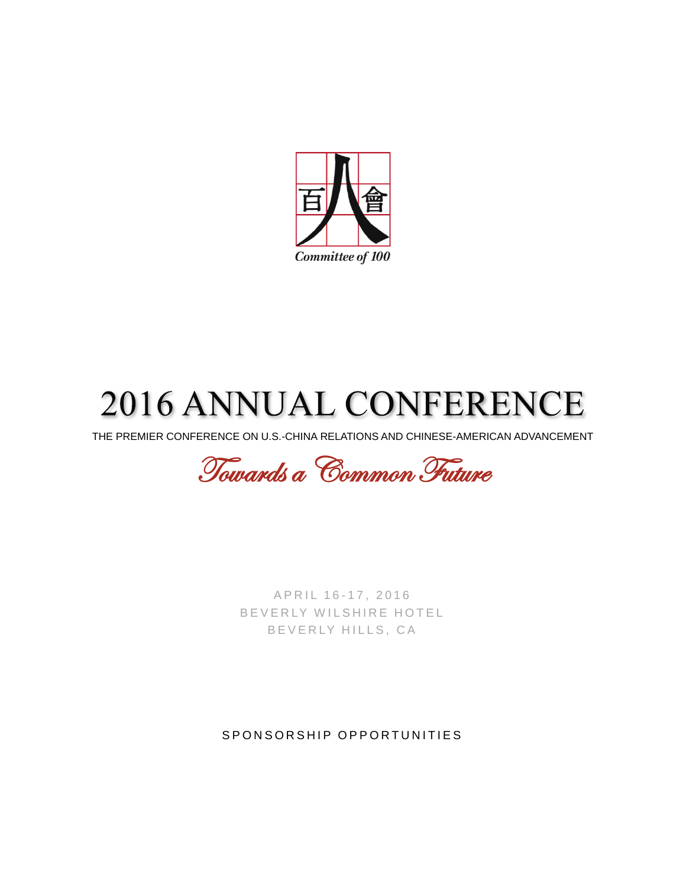百 人 會

Committee of 100

# 2016 ANNUAL CONFERENCE

THE PREMIER CONFERENCE ON U.S.-CHINA RELATIONS AND CHINESE-AMERICAN ADVANCEMENT

*Towards a Common Future*

APRIL 16-17, 2016
BEVERLY WILSHIRE HOTEL
BEVERLY HILLS, CA

SPONSORSHIP OPPORTUNITIES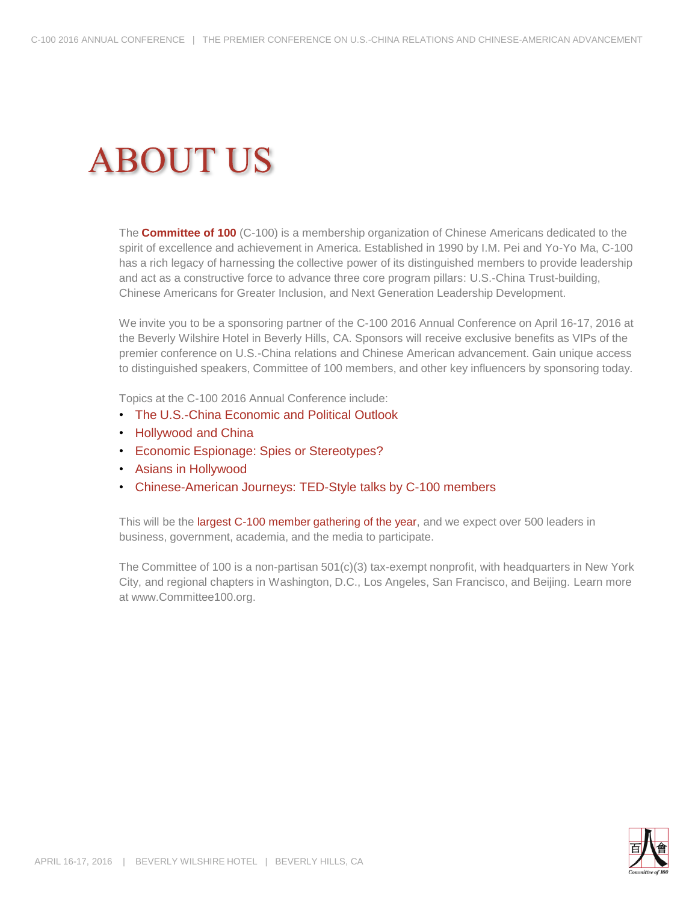# ABOUT US

The **Committee of 100** (C-100) is a membership organization of Chinese Americans dedicated to the spirit of excellence and achievement in America. Established in 1990 by I.M. Pei and Yo-Yo Ma, C-100 has a rich legacy of harnessing the collective power of its distinguished members to provide leadership and act as a constructive force to advance three core program pillars: U.S.-China Trust-building, Chinese Americans for Greater Inclusion, and Next Generation Leadership Development.

We invite you to be a sponsoring partner of the C-100 2016 Annual Conference on April 16-17, 2016 at the Beverly Wilshire Hotel in Beverly Hills, CA. Sponsors will receive exclusive benefits as VIPs of the premier conference on U.S.-China relations and Chinese American advancement. Gain unique access to distinguished speakers, Committee of 100 members, and other key influencers by sponsoring today.

Topics at the C-100 2016 Annual Conference include:

- The U.S.-China Economic and Political Outlook
- Hollywood and China
- Economic Espionage: Spies or Stereotypes?
- Asians in Hollywood
- Chinese-American Journeys: TED-Style talks by C-100 members

This will be the largest C-100 member gathering of the year, and we expect over 500 leaders in business, government, academia, and the media to participate.

The Committee of 100 is a non-partisan 501(c)(3) tax-exempt nonprofit, with headquarters in New York City, and regional chapters in Washington, D.C., Los Angeles, San Francisco, and Beijing. Learn more at www.Committee100.org.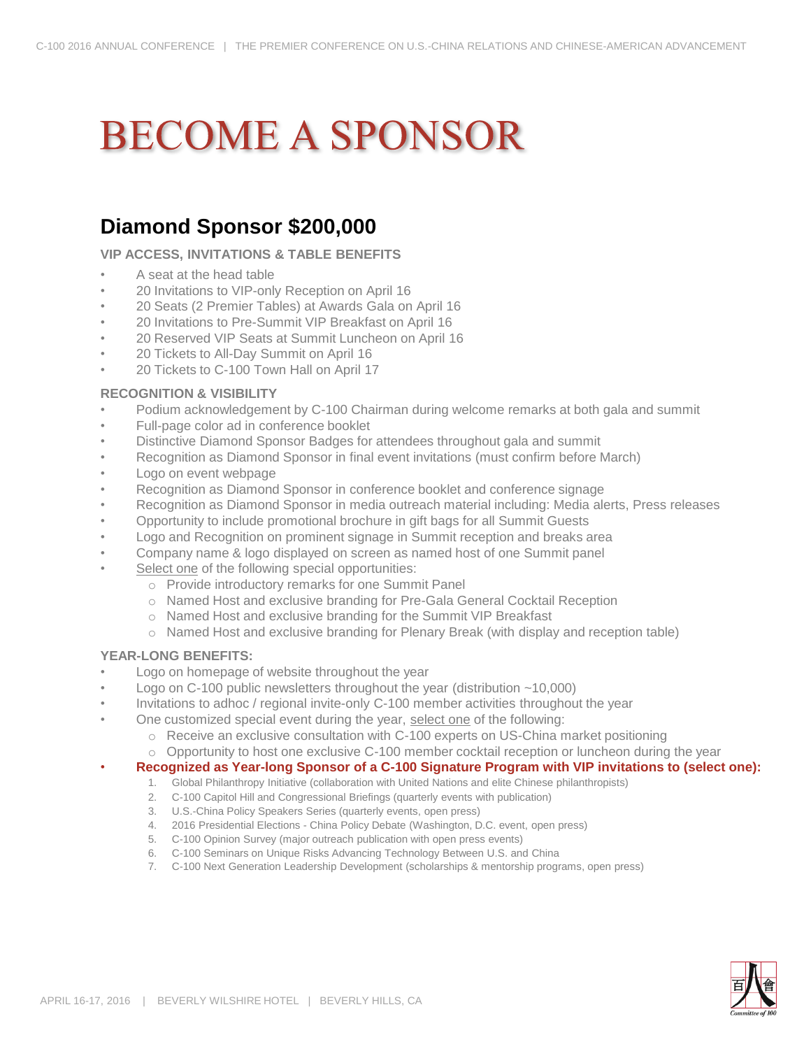# BECOME A SPONSOR

## Diamond Sponsor $200,000

### VIP ACCESS, INVITATIONS & TABLE BENEFITS

- A seat at the head table
- 20 Invitations to VIP-only Reception on April 16
- 20 Seats (2 Premier Tables) at Awards Gala on April 16
- 20 Invitations to Pre-Summit VIP Breakfast on April 16
- 20 Reserved VIP Seats at Summit Luncheon on April 16
- 20 Tickets to All-Day Summit on April 16
- 20 Tickets to C-100 Town Hall on April 17

### RECOGNITION & VISIBILITY

- Podium acknowledgement by C-100 Chairman during welcome remarks at both gala and summit
- Full-page color ad in conference booklet
- Distinctive Diamond Sponsor Badges for attendees throughout gala and summit
- Recognition as Diamond Sponsor in final event invitations (must confirm before March)
- Logo on event webpage
- Recognition as Diamond Sponsor in conference booklet and conference signage
- Recognition as Diamond Sponsor in media outreach material including: Media alerts, Press releases
- Opportunity to include promotional brochure in gift bags for all Summit Guests
- Logo and Recognition on prominent signage in Summit reception and breaks area
- Company name & logo displayed on screen as named host of one Summit panel
- Select one of the following special opportunities:
  - Provide introductory remarks for one Summit Panel
  - Named Host and exclusive branding for Pre-Gala General Cocktail Reception
  - Named Host and exclusive branding for the Summit VIP Breakfast
  - Named Host and exclusive branding for Plenary Break (with display and reception table)

### YEAR-LONG BENEFITS:

- Logo on homepage of website throughout the year
- Logo on C-100 public newsletters throughout the year (distribution ~10,000)
- Invitations to adhoc / regional invite-only C-100 member activities throughout the year
- One customized special event during the year, select one of the following:
  - Receive an exclusive consultation with C-100 experts on US-China market positioning
  - Opportunity to host one exclusive C-100 member cocktail reception or luncheon during the year
- **Recognized as Year-long Sponsor of a C-100 Signature Program with VIP invitations to (select one):**
  1. Global Philanthropy Initiative (collaboration with United Nations and elite Chinese philanthropists)
  2. C-100 Capitol Hill and Congressional Briefings (quarterly events with publication)
  3. U.S.-China Policy Speakers Series (quarterly events, open press)
  4. 2016 Presidential Elections - China Policy Debate (Washington, D.C. event, open press)
  5. C-100 Opinion Survey (major outreach publication with open press events)
  6. C-100 Seminars on Unique Risks Advancing Technology Between U.S. and China
  7. C-100 Next Generation Leadership Development (scholarships & mentorship programs, open press)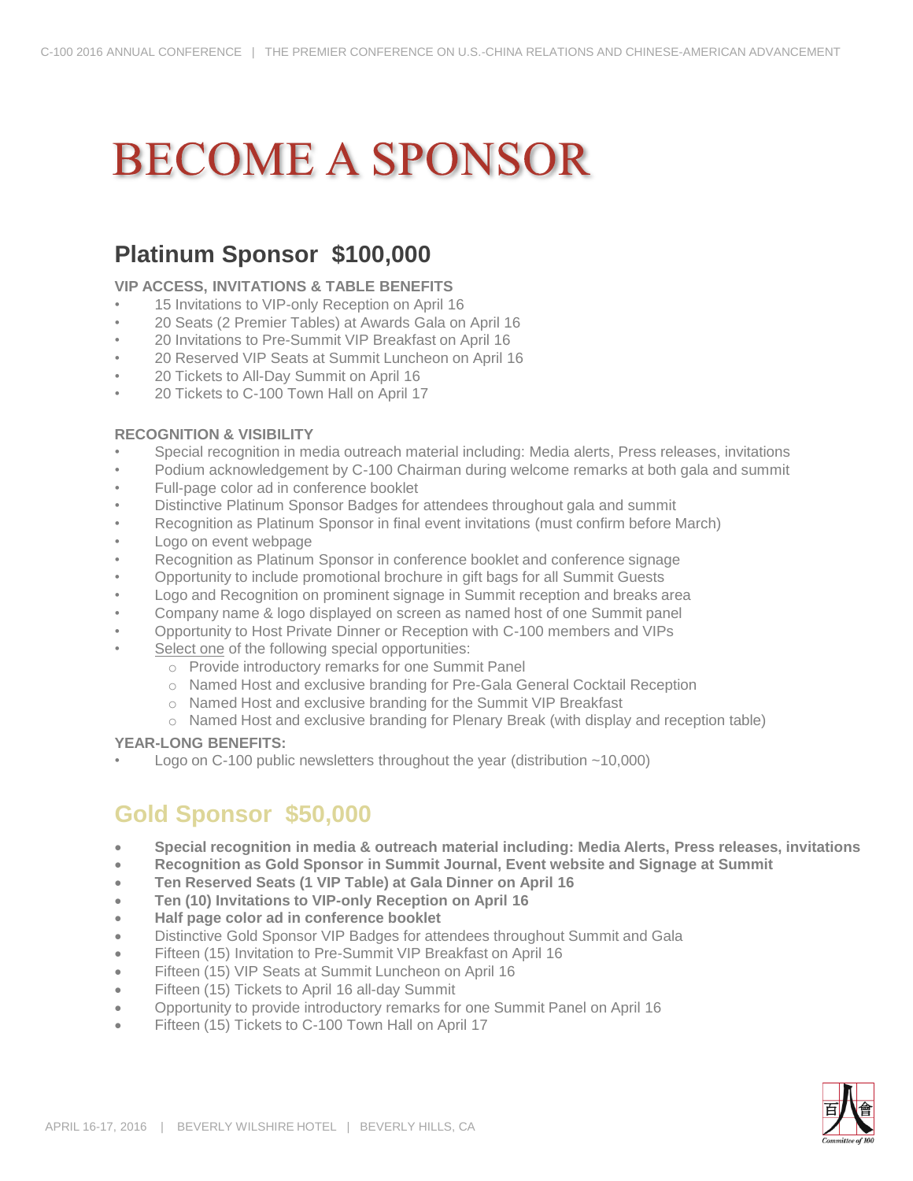# BECOME A SPONSOR

## Platinum Sponsor $100,000

**VIP ACCESS, INVITATIONS & TABLE BENEFITS**

- 15 Invitations to VIP-only Reception on April 16
- 20 Seats (2 Premier Tables) at Awards Gala on April 16
- 20 Invitations to Pre-Summit VIP Breakfast on April 16
- 20 Reserved VIP Seats at Summit Luncheon on April 16
- 20 Tickets to All-Day Summit on April 16
- 20 Tickets to C-100 Town Hall on April 17

**RECOGNITION & VISIBILITY**

- Special recognition in media outreach material including: Media alerts, Press releases, invitations
- Podium acknowledgement by C-100 Chairman during welcome remarks at both gala and summit
- Full-page color ad in conference booklet
- Distinctive Platinum Sponsor Badges for attendees throughout gala and summit
- Recognition as Platinum Sponsor in final event invitations (must confirm before March)
- Logo on event webpage
- Recognition as Platinum Sponsor in conference booklet and conference signage
- Opportunity to include promotional brochure in gift bags for all Summit Guests
- Logo and Recognition on prominent signage in Summit reception and breaks area
- Company name & logo displayed on screen as named host of one Summit panel
- Opportunity to Host Private Dinner or Reception with C-100 members and VIPs
- Select one of the following special opportunities:
  - Provide introductory remarks for one Summit Panel
  - Named Host and exclusive branding for Pre-Gala General Cocktail Reception
  - Named Host and exclusive branding for the Summit VIP Breakfast
  - Named Host and exclusive branding for Plenary Break (with display and reception table)

**YEAR-LONG BENEFITS:**

- Logo on C-100 public newsletters throughout the year (distribution ~10,000)

## Gold Sponsor $50,000

- **Special recognition in media & outreach material including: Media Alerts, Press releases, invitations**
- **Recognition as Gold Sponsor in Summit Journal, Event website and Signage at Summit**
- **Ten Reserved Seats (1 VIP Table) at Gala Dinner on April 16**
- **Ten (10) Invitations to VIP-only Reception on April 16**
- **Half page color ad in conference booklet**
- Distinctive Gold Sponsor VIP Badges for attendees throughout Summit and Gala
- Fifteen (15) Invitation to Pre-Summit VIP Breakfast on April 16
- Fifteen (15) VIP Seats at Summit Luncheon on April 16
- Fifteen (15) Tickets to April 16 all-day Summit
- Opportunity to provide introductory remarks for one Summit Panel on April 16
- Fifteen (15) Tickets to C-100 Town Hall on April 17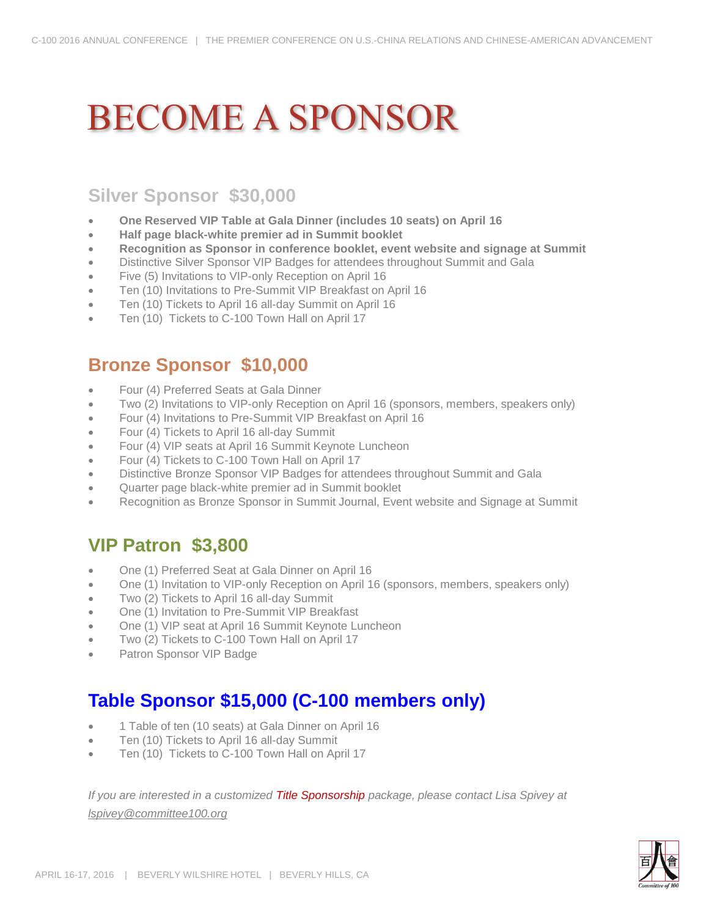# BECOME A SPONSOR

## Silver Sponsor $30,000

- **One Reserved VIP Table at Gala Dinner (includes 10 seats) on April 16**
- **Half page black-white premier ad in Summit booklet**
- **Recognition as Sponsor in conference booklet, event website and signage at Summit**
- Distinctive Silver Sponsor VIP Badges for attendees throughout Summit and Gala
- Five (5) Invitations to VIP-only Reception on April 16
- Ten (10) Invitations to Pre-Summit VIP Breakfast on April 16
- Ten (10) Tickets to April 16 all-day Summit on April 16
- Ten (10) Tickets to C-100 Town Hall on April 17

## Bronze Sponsor $10,000

- Four (4) Preferred Seats at Gala Dinner
- Two (2) Invitations to VIP-only Reception on April 16 (sponsors, members, speakers only)
- Four (4) Invitations to Pre-Summit VIP Breakfast on April 16
- Four (4) Tickets to April 16 all-day Summit
- Four (4) VIP seats at April 16 Summit Keynote Luncheon
- Four (4) Tickets to C-100 Town Hall on April 17
- Distinctive Bronze Sponsor VIP Badges for attendees throughout Summit and Gala
- Quarter page black-white premier ad in Summit booklet
- Recognition as Bronze Sponsor in Summit Journal, Event website and Signage at Summit

## VIP Patron $3,800

- One (1) Preferred Seat at Gala Dinner on April 16
- One (1) Invitation to VIP-only Reception on April 16 (sponsors, members, speakers only)
- Two (2) Tickets to April 16 all-day Summit
- One (1) Invitation to Pre-Summit VIP Breakfast
- One (1) VIP seat at April 16 Summit Keynote Luncheon
- Two (2) Tickets to C-100 Town Hall on April 17
- Patron Sponsor VIP Badge

## Table Sponsor $15,000 (C-100 members only)

- 1 Table of ten (10 seats) at Gala Dinner on April 16
- Ten (10) Tickets to April 16 all-day Summit
- Ten (10) Tickets to C-100 Town Hall on April 17

*If you are interested in a customized Title Sponsorship package, please contact Lisa Spivey at lspivey@committee100.org*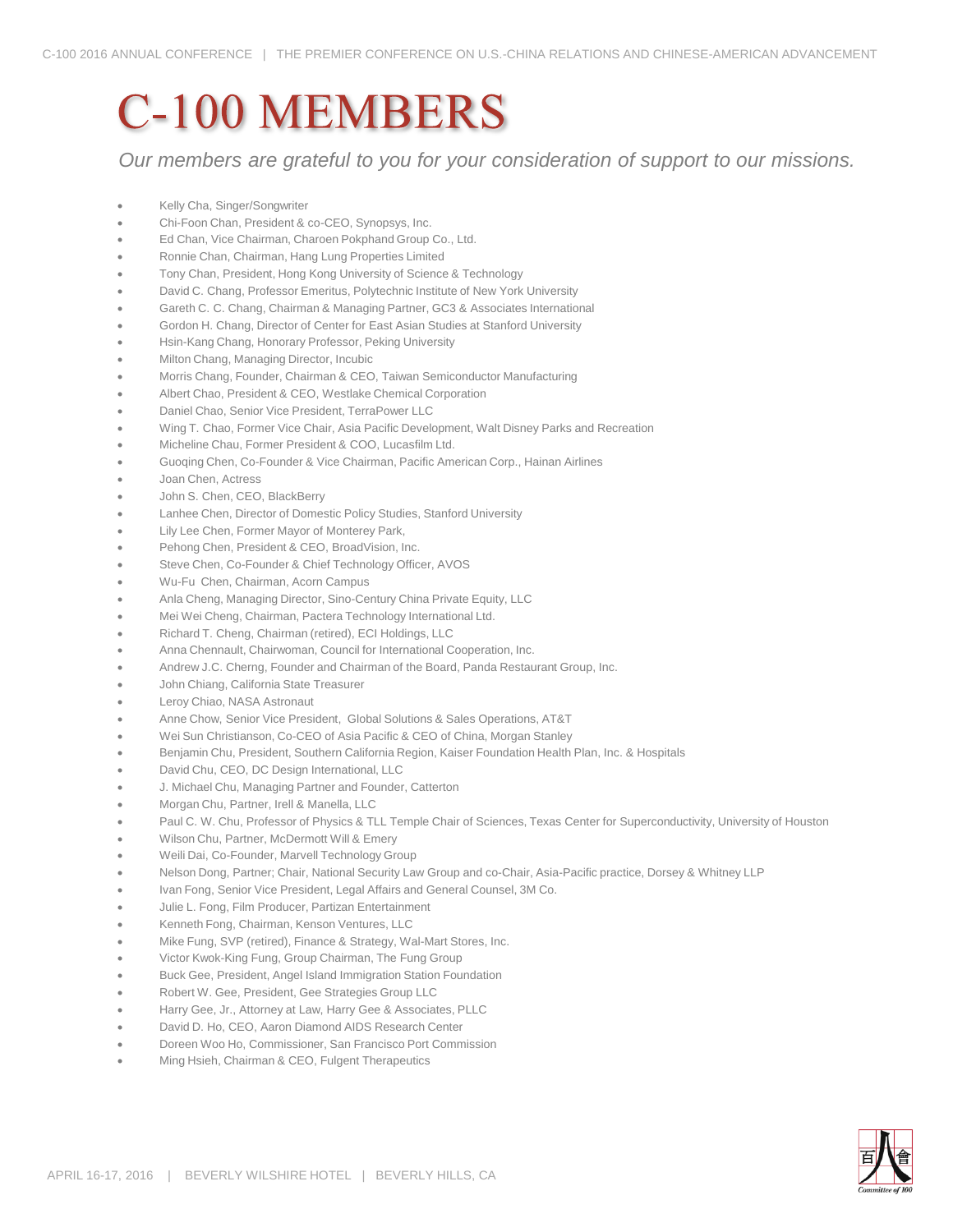# C-100 MEMBERS

*Our members are grateful to you for your consideration of support to our missions.*

- Kelly Cha, Singer/Songwriter
- Chi-Foon Chan, President & co-CEO, Synopsys, Inc.
- Ed Chan, Vice Chairman, Charoen Pokphand Group Co., Ltd.
- Ronnie Chan, Chairman, Hang Lung Properties Limited
- Tony Chan, President, Hong Kong University of Science & Technology
- David C. Chang, Professor Emeritus, Polytechnic Institute of New York University
- Gareth C. C. Chang, Chairman & Managing Partner, GC3 & Associates International
- Gordon H. Chang, Director of Center for East Asian Studies at Stanford University
- Hsin-Kang Chang, Honorary Professor, Peking University
- Milton Chang, Managing Director, Incubic
- Morris Chang, Founder, Chairman & CEO, Taiwan Semiconductor Manufacturing
- Albert Chao, President & CEO, Westlake Chemical Corporation
- Daniel Chao, Senior Vice President, TerraPower LLC
- Wing T. Chao, Former Vice Chair, Asia Pacific Development, Walt Disney Parks and Recreation
- Micheline Chau, Former President & COO, Lucasfilm Ltd.
- Guoqing Chen, Co-Founder & Vice Chairman, Pacific American Corp., Hainan Airlines
- Joan Chen, Actress
- John S. Chen, CEO, BlackBerry
- Lanhee Chen, Director of Domestic Policy Studies, Stanford University
- Lily Lee Chen, Former Mayor of Monterey Park,
- Pehong Chen, President & CEO, BroadVision, Inc.
- Steve Chen, Co-Founder & Chief Technology Officer, AVOS
- Wu-Fu Chen, Chairman, Acorn Campus
- Anla Cheng, Managing Director, Sino-Century China Private Equity, LLC
- Mei Wei Cheng, Chairman, Pactera Technology International Ltd.
- Richard T. Cheng, Chairman (retired), ECI Holdings, LLC
- Anna Chennault, Chairwoman, Council for International Cooperation, Inc.
- Andrew J.C. Cherng, Founder and Chairman of the Board, Panda Restaurant Group, Inc.
- John Chiang, California State Treasurer
- Leroy Chiao, NASA Astronaut
- Anne Chow, Senior Vice President, Global Solutions & Sales Operations, AT&T
- Wei Sun Christianson, Co-CEO of Asia Pacific & CEO of China, Morgan Stanley
- Benjamin Chu, President, Southern California Region, Kaiser Foundation Health Plan, Inc. & Hospitals
- David Chu, CEO, DC Design International, LLC
- J. Michael Chu, Managing Partner and Founder, Catterton
- Morgan Chu, Partner, Irell & Manella, LLC
- Paul C. W. Chu, Professor of Physics & TLL Temple Chair of Sciences, Texas Center for Superconductivity, University of Houston
- Wilson Chu, Partner, McDermott Will & Emery
- Weili Dai, Co-Founder, Marvell Technology Group
- Nelson Dong, Partner; Chair, National Security Law Group and co-Chair, Asia-Pacific practice, Dorsey & Whitney LLP
- Ivan Fong, Senior Vice President, Legal Affairs and General Counsel, 3M Co.
- Julie L. Fong, Film Producer, Partizan Entertainment
- Kenneth Fong, Chairman, Kenson Ventures, LLC
- Mike Fung, SVP (retired), Finance & Strategy, Wal-Mart Stores, Inc.
- Victor Kwok-King Fung, Group Chairman, The Fung Group
- Buck Gee, President, Angel Island Immigration Station Foundation
- Robert W. Gee, President, Gee Strategies Group LLC
- Harry Gee, Jr., Attorney at Law, Harry Gee & Associates, PLLC
- David D. Ho, CEO, Aaron Diamond AIDS Research Center
- Doreen Woo Ho, Commissioner, San Francisco Port Commission
- Ming Hsieh, Chairman & CEO, Fulgent Therapeutics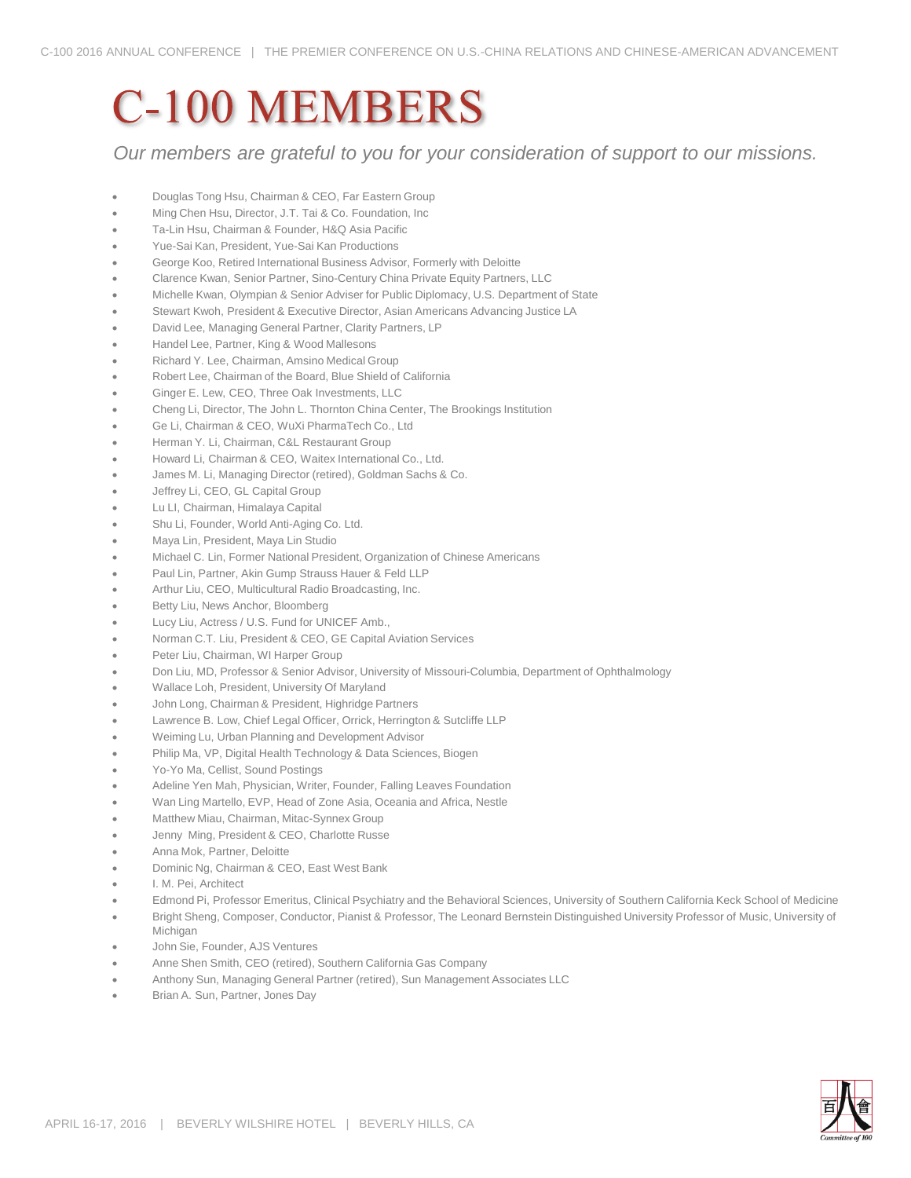# C-100 MEMBERS

*Our members are grateful to you for your consideration of support to our missions.*

- Douglas Tong Hsu, Chairman & CEO, Far Eastern Group
- Ming Chen Hsu, Director, J.T. Tai & Co. Foundation, Inc
- Ta-Lin Hsu, Chairman & Founder, H&Q Asia Pacific
- Yue-Sai Kan, President, Yue-Sai Kan Productions
- George Koo, Retired International Business Advisor, Formerly with Deloitte
- Clarence Kwan, Senior Partner, Sino-Century China Private Equity Partners, LLC
- Michelle Kwan, Olympian & Senior Adviser for Public Diplomacy, U.S. Department of State
- Stewart Kwoh, President & Executive Director, Asian Americans Advancing Justice LA
- David Lee, Managing General Partner, Clarity Partners, LP
- Handel Lee, Partner, King & Wood Mallesons
- Richard Y. Lee, Chairman, Amsino Medical Group
- Robert Lee, Chairman of the Board, Blue Shield of California
- Ginger E. Lew, CEO, Three Oak Investments, LLC
- Cheng Li, Director, The John L. Thornton China Center, The Brookings Institution
- Ge Li, Chairman & CEO, WuXi PharmaTech Co., Ltd
- Herman Y. Li, Chairman, C&L Restaurant Group
- Howard Li, Chairman & CEO, Waitex International Co., Ltd.
- James M. Li, Managing Director (retired), Goldman Sachs & Co.
- Jeffrey Li, CEO, GL Capital Group
- Lu LI, Chairman, Himalaya Capital
- Shu Li, Founder, World Anti-Aging Co. Ltd.
- Maya Lin, President, Maya Lin Studio
- Michael C. Lin, Former National President, Organization of Chinese Americans
- Paul Lin, Partner, Akin Gump Strauss Hauer & Feld LLP
- Arthur Liu, CEO, Multicultural Radio Broadcasting, Inc.
- Betty Liu, News Anchor, Bloomberg
- Lucy Liu, Actress / U.S. Fund for UNICEF Amb.,
- Norman C.T. Liu, President & CEO, GE Capital Aviation Services
- Peter Liu, Chairman, WI Harper Group
- Don Liu, MD, Professor & Senior Advisor, University of Missouri-Columbia, Department of Ophthalmology
- Wallace Loh, President, University Of Maryland
- John Long, Chairman & President, Highridge Partners
- Lawrence B. Low, Chief Legal Officer, Orrick, Herrington & Sutcliffe LLP
- Weiming Lu, Urban Planning and Development Advisor
- Philip Ma, VP, Digital Health Technology & Data Sciences, Biogen
- Yo-Yo Ma, Cellist, Sound Postings
- Adeline Yen Mah, Physician, Writer, Founder, Falling Leaves Foundation
- Wan Ling Martello, EVP, Head of Zone Asia, Oceania and Africa, Nestle
- Matthew Miau, Chairman, Mitac-Synnex Group
- Jenny Ming, President & CEO, Charlotte Russe
- Anna Mok, Partner, Deloitte
- Dominic Ng, Chairman & CEO, East West Bank
- I. M. Pei, Architect
- Edmond Pi, Professor Emeritus, Clinical Psychiatry and the Behavioral Sciences, University of Southern California Keck School of Medicine
- Bright Sheng, Composer, Conductor, Pianist & Professor, The Leonard Bernstein Distinguished University Professor of Music, University of Michigan
- John Sie, Founder, AJS Ventures
- Anne Shen Smith, CEO (retired), Southern California Gas Company
- Anthony Sun, Managing General Partner (retired), Sun Management Associates LLC
- Brian A. Sun, Partner, Jones Day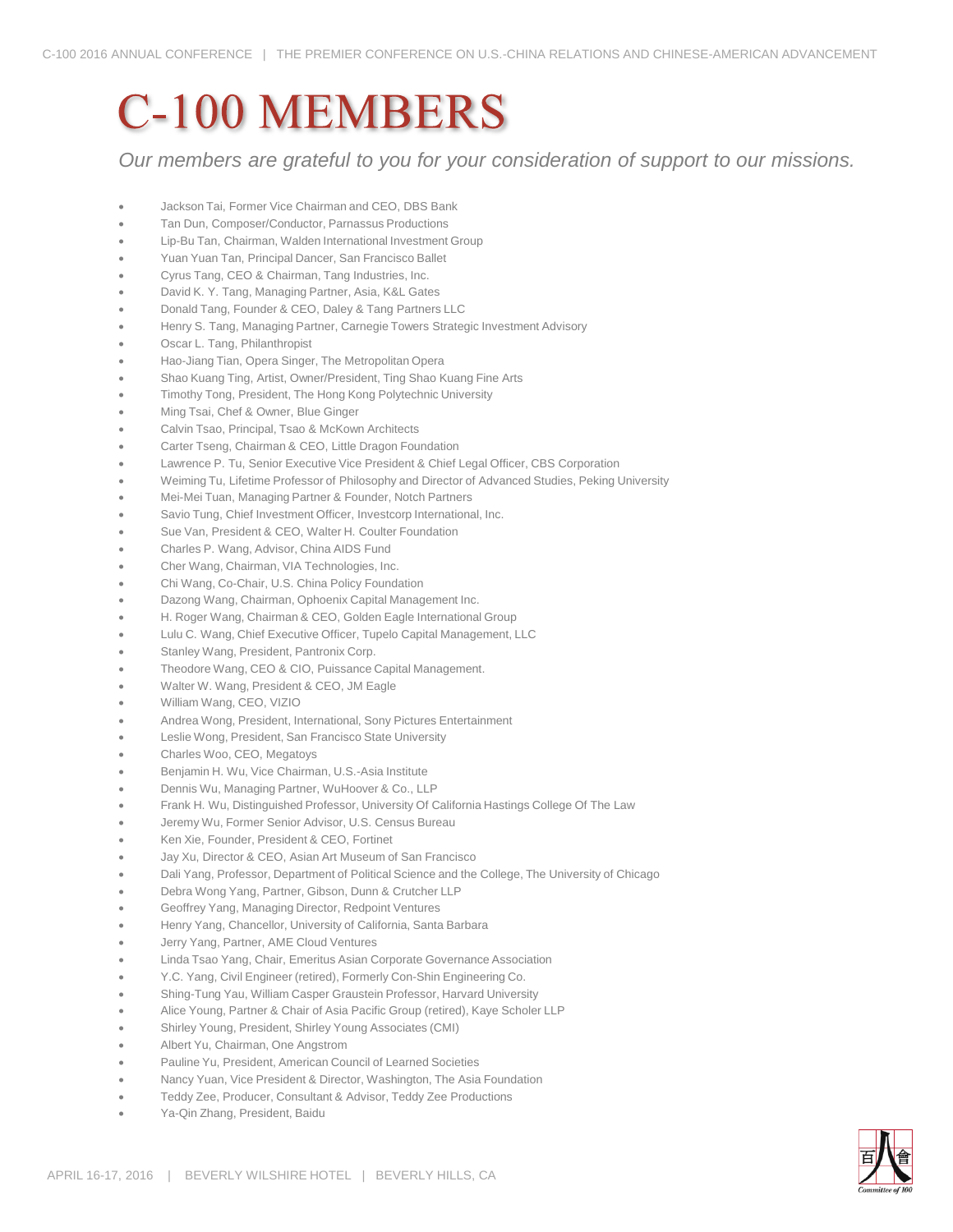# C-100 MEMBERS

*Our members are grateful to you for your consideration of support to our missions.*

- Jackson Tai, Former Vice Chairman and CEO, DBS Bank
- Tan Dun, Composer/Conductor, Parnassus Productions
- Lip-Bu Tan, Chairman, Walden International Investment Group
- Yuan Yuan Tan, Principal Dancer, San Francisco Ballet
- Cyrus Tang, CEO & Chairman, Tang Industries, Inc.
- David K. Y. Tang, Managing Partner, Asia, K&L Gates
- Donald Tang, Founder & CEO, Daley & Tang Partners LLC
- Henry S. Tang, Managing Partner, Carnegie Towers Strategic Investment Advisory
- Oscar L. Tang, Philanthropist
- Hao-Jiang Tian, Opera Singer, The Metropolitan Opera
- Shao Kuang Ting, Artist, Owner/President, Ting Shao Kuang Fine Arts
- Timothy Tong, President, The Hong Kong Polytechnic University
- Ming Tsai, Chef & Owner, Blue Ginger
- Calvin Tsao, Principal, Tsao & McKown Architects
- Carter Tseng, Chairman & CEO, Little Dragon Foundation
- Lawrence P. Tu, Senior Executive Vice President & Chief Legal Officer, CBS Corporation
- Weiming Tu, Lifetime Professor of Philosophy and Director of Advanced Studies, Peking University
- Mei-Mei Tuan, Managing Partner & Founder, Notch Partners
- Savio Tung, Chief Investment Officer, Investcorp International, Inc.
- Sue Van, President & CEO, Walter H. Coulter Foundation
- Charles P. Wang, Advisor, China AIDS Fund
- Cher Wang, Chairman, VIA Technologies, Inc.
- Chi Wang, Co-Chair, U.S. China Policy Foundation
- Dazong Wang, Chairman, Ophoenix Capital Management Inc.
- H. Roger Wang, Chairman & CEO, Golden Eagle International Group
- Lulu C. Wang, Chief Executive Officer, Tupelo Capital Management, LLC
- Stanley Wang, President, Pantronix Corp.
- Theodore Wang, CEO & CIO, Puissance Capital Management.
- Walter W. Wang, President & CEO, JM Eagle
- William Wang, CEO, VIZIO
- Andrea Wong, President, International, Sony Pictures Entertainment
- Leslie Wong, President, San Francisco State University
- Charles Woo, CEO, Megatoys
- Benjamin H. Wu, Vice Chairman, U.S.-Asia Institute
- Dennis Wu, Managing Partner, WuHoover & Co., LLP
- Frank H. Wu, Distinguished Professor, University Of California Hastings College Of The Law
- Jeremy Wu, Former Senior Advisor, U.S. Census Bureau
- Ken Xie, Founder, President & CEO, Fortinet
- Jay Xu, Director & CEO, Asian Art Museum of San Francisco
- Dali Yang, Professor, Department of Political Science and the College, The University of Chicago
- Debra Wong Yang, Partner, Gibson, Dunn & Crutcher LLP
- Geoffrey Yang, Managing Director, Redpoint Ventures
- Henry Yang, Chancellor, University of California, Santa Barbara
- Jerry Yang, Partner, AME Cloud Ventures
- Linda Tsao Yang, Chair, Emeritus Asian Corporate Governance Association
- Y.C. Yang, Civil Engineer (retired), Formerly Con-Shin Engineering Co.
- Shing-Tung Yau, William Casper Graustein Professor, Harvard University
- Alice Young, Partner & Chair of Asia Pacific Group (retired), Kaye Scholer LLP
- Shirley Young, President, Shirley Young Associates (CMI)
- Albert Yu, Chairman, One Angstrom
- Pauline Yu, President, American Council of Learned Societies
- Nancy Yuan, Vice President & Director, Washington, The Asia Foundation
- Teddy Zee, Producer, Consultant & Advisor, Teddy Zee Productions
- Ya-Qin Zhang, President, Baidu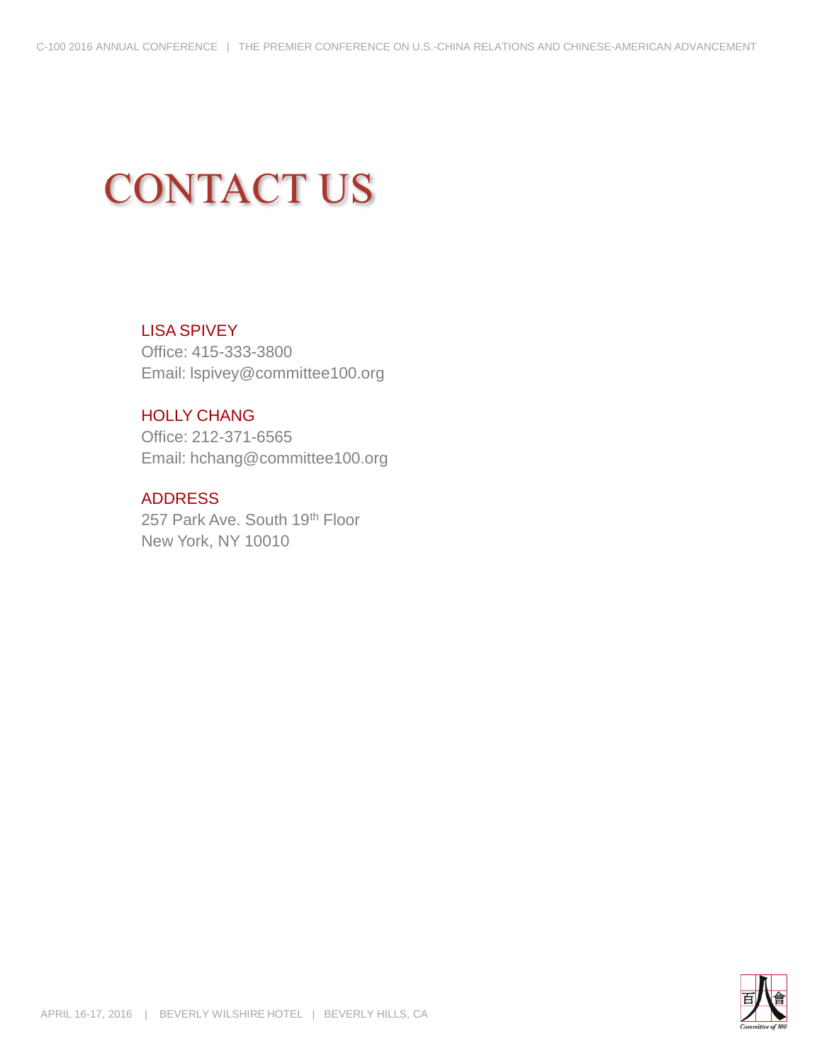# CONTACT US

LISA SPIVEY
Office: 415-333-3800
Email: lspivey@committee100.org

HOLLY CHANG
Office: 212-371-6565
Email: hchang@committee100.org

ADDRESS
257 Park Ave. South 19th Floor
New York, NY 10010